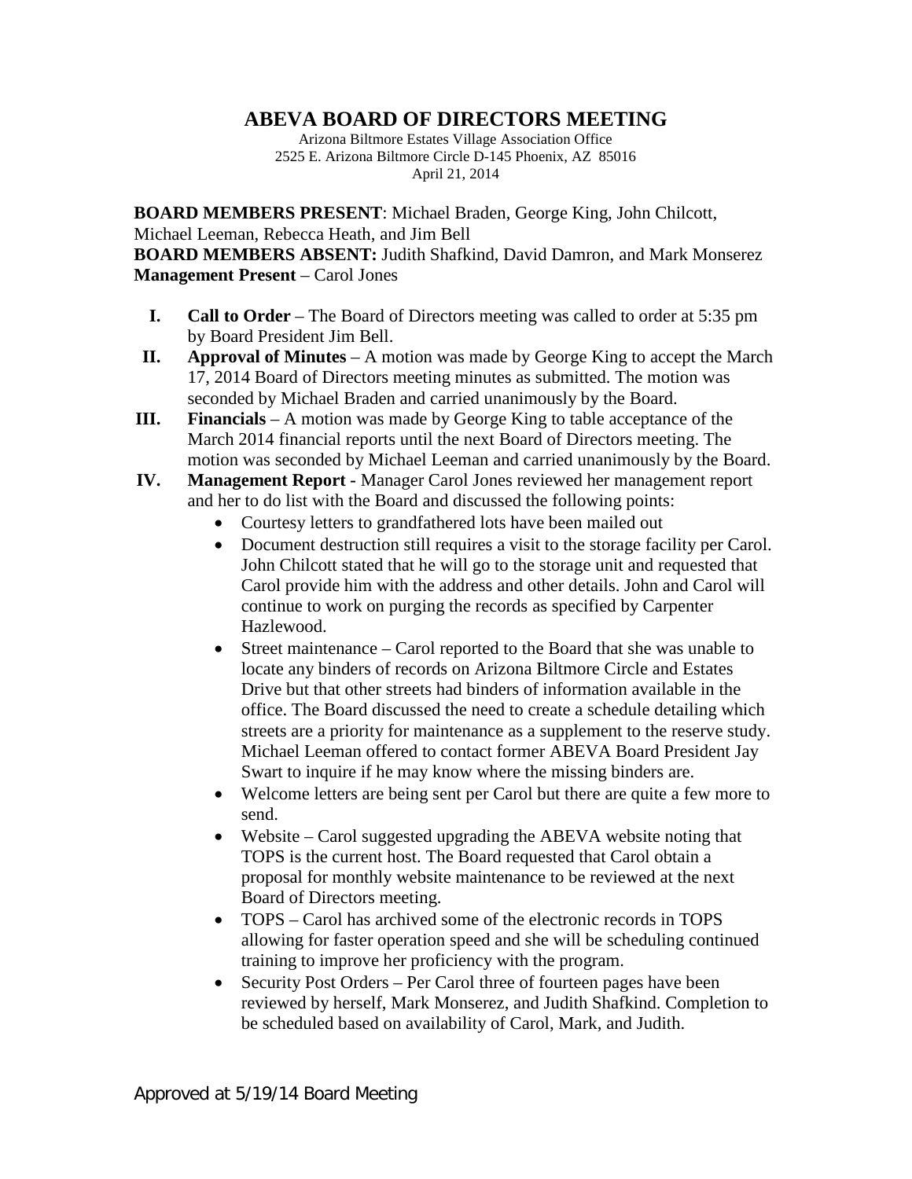# ABEVA BOARD OF DIRECTORS MEETING

Arizona Biltmore Estates Village Association Office
2525 E. Arizona Biltmore Circle D-145 Phoenix, AZ 85016
April 21, 2014

**BOARD MEMBERS PRESENT**: Michael Braden, George King, John Chilcott, Michael Leeman, Rebecca Heath, and Jim Bell
**BOARD MEMBERS ABSENT:** Judith Shafkind, David Damron, and Mark Monserez
**Management Present** – Carol Jones

I. **Call to Order** – The Board of Directors meeting was called to order at 5:35 pm by Board President Jim Bell.

II. **Approval of Minutes** – A motion was made by George King to accept the March 17, 2014 Board of Directors meeting minutes as submitted. The motion was seconded by Michael Braden and carried unanimously by the Board.

III. **Financials** – A motion was made by George King to table acceptance of the March 2014 financial reports until the next Board of Directors meeting. The motion was seconded by Michael Leeman and carried unanimously by the Board.

IV. **Management Report -** Manager Carol Jones reviewed her management report and her to do list with the Board and discussed the following points:
   - Courtesy letters to grandfathered lots have been mailed out
   - Document destruction still requires a visit to the storage facility per Carol. John Chilcott stated that he will go to the storage unit and requested that Carol provide him with the address and other details. John and Carol will continue to work on purging the records as specified by Carpenter Hazlewood.
   - Street maintenance – Carol reported to the Board that she was unable to locate any binders of records on Arizona Biltmore Circle and Estates Drive but that other streets had binders of information available in the office. The Board discussed the need to create a schedule detailing which streets are a priority for maintenance as a supplement to the reserve study. Michael Leeman offered to contact former ABEVA Board President Jay Swart to inquire if he may know where the missing binders are.
   - Welcome letters are being sent per Carol but there are quite a few more to send.
   - Website – Carol suggested upgrading the ABEVA website noting that TOPS is the current host. The Board requested that Carol obtain a proposal for monthly website maintenance to be reviewed at the next Board of Directors meeting.
   - TOPS – Carol has archived some of the electronic records in TOPS allowing for faster operation speed and she will be scheduling continued training to improve her proficiency with the program.
   - Security Post Orders – Per Carol three of fourteen pages have been reviewed by herself, Mark Monserez, and Judith Shafkind. Completion to be scheduled based on availability of Carol, Mark, and Judith.

Approved at 5/19/14 Board Meeting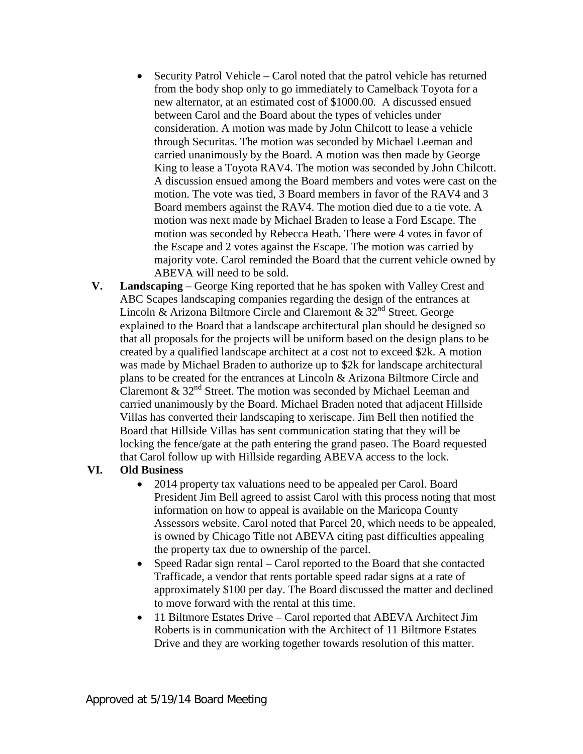- Security Patrol Vehicle – Carol noted that the patrol vehicle has returned from the body shop only to go immediately to Camelback Toyota for a new alternator, at an estimated cost of $1000.00. A discussed ensued between Carol and the Board about the types of vehicles under consideration. A motion was made by John Chilcott to lease a vehicle through Securitas. The motion was seconded by Michael Leeman and carried unanimously by the Board. A motion was then made by George King to lease a Toyota RAV4. The motion was seconded by John Chilcott. A discussion ensued among the Board members and votes were cast on the motion. The vote was tied, 3 Board members in favor of the RAV4 and 3 Board members against the RAV4. The motion died due to a tie vote. A motion was next made by Michael Braden to lease a Ford Escape. The motion was seconded by Rebecca Heath. There were 4 votes in favor of the Escape and 2 votes against the Escape. The motion was carried by majority vote. Carol reminded the Board that the current vehicle owned by ABEVA will need to be sold.

**V. Landscaping** – George King reported that he has spoken with Valley Crest and ABC Scapes landscaping companies regarding the design of the entrances at Lincoln & Arizona Biltmore Circle and Claremont & 32nd Street. George explained to the Board that a landscape architectural plan should be designed so that all proposals for the projects will be uniform based on the design plans to be created by a qualified landscape architect at a cost not to exceed $2k. A motion was made by Michael Braden to authorize up to $2k for landscape architectural plans to be created for the entrances at Lincoln & Arizona Biltmore Circle and Claremont & 32nd Street. The motion was seconded by Michael Leeman and carried unanimously by the Board. Michael Braden noted that adjacent Hillside Villas has converted their landscaping to xeriscape. Jim Bell then notified the Board that Hillside Villas has sent communication stating that they will be locking the fence/gate at the path entering the grand paseo. The Board requested that Carol follow up with Hillside regarding ABEVA access to the lock.

**VI. Old Business**

- 2014 property tax valuations need to be appealed per Carol. Board President Jim Bell agreed to assist Carol with this process noting that most information on how to appeal is available on the Maricopa County Assessors website. Carol noted that Parcel 20, which needs to be appealed, is owned by Chicago Title not ABEVA citing past difficulties appealing the property tax due to ownership of the parcel.
- Speed Radar sign rental – Carol reported to the Board that she contacted Trafficade, a vendor that rents portable speed radar signs at a rate of approximately $100 per day. The Board discussed the matter and declined to move forward with the rental at this time.
- 11 Biltmore Estates Drive – Carol reported that ABEVA Architect Jim Roberts is in communication with the Architect of 11 Biltmore Estates Drive and they are working together towards resolution of this matter.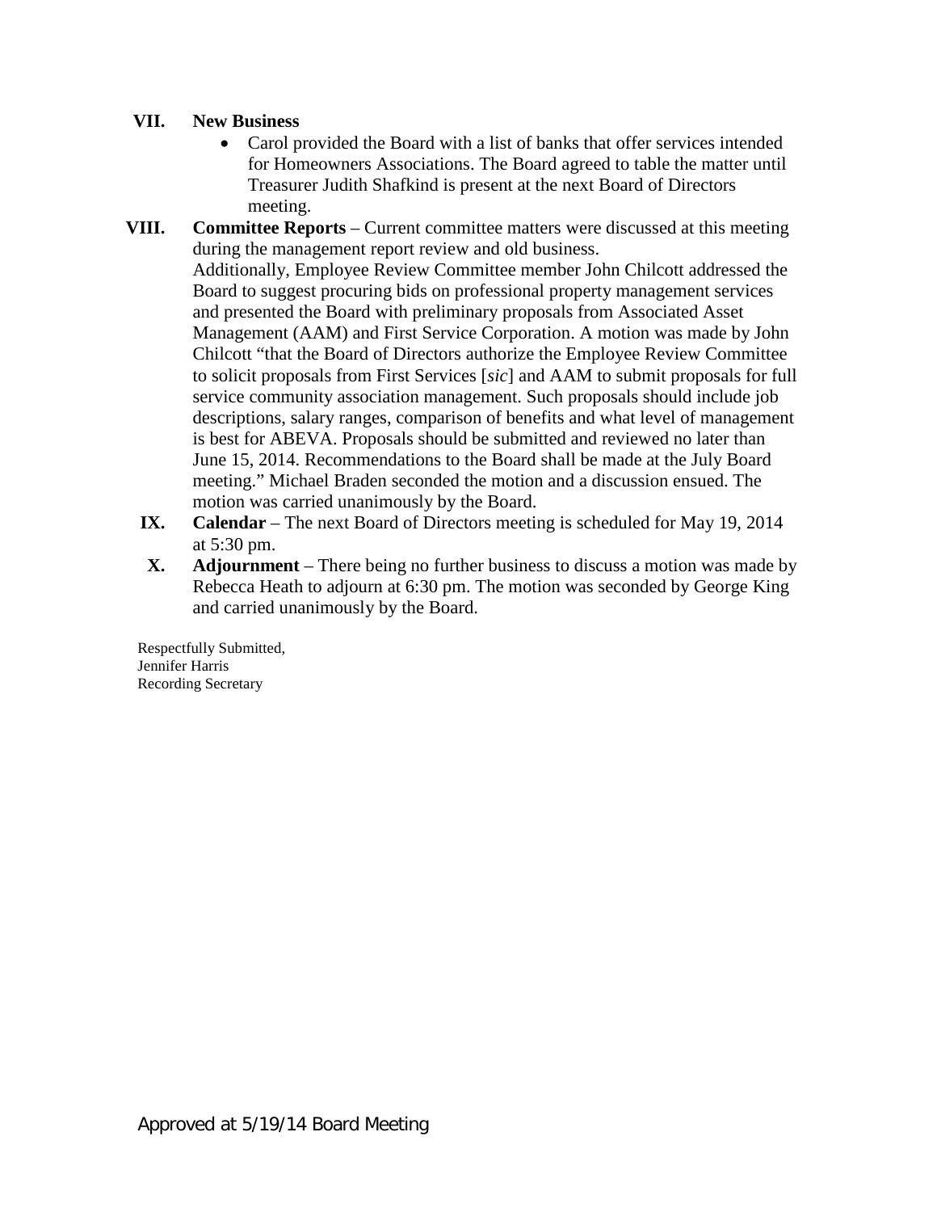VII. **New Business**

- Carol provided the Board with a list of banks that offer services intended for Homeowners Associations. The Board agreed to table the matter until Treasurer Judith Shafkind is present at the next Board of Directors meeting.

VIII. **Committee Reports** – Current committee matters were discussed at this meeting during the management report review and old business.

Additionally, Employee Review Committee member John Chilcott addressed the Board to suggest procuring bids on professional property management services and presented the Board with preliminary proposals from Associated Asset Management (AAM) and First Service Corporation. A motion was made by John Chilcott "that the Board of Directors authorize the Employee Review Committee to solicit proposals from First Services [*sic*] and AAM to submit proposals for full service community association management. Such proposals should include job descriptions, salary ranges, comparison of benefits and what level of management is best for ABEVA. Proposals should be submitted and reviewed no later than June 15, 2014. Recommendations to the Board shall be made at the July Board meeting." Michael Braden seconded the motion and a discussion ensued. The motion was carried unanimously by the Board.

IX. **Calendar** – The next Board of Directors meeting is scheduled for May 19, 2014 at 5:30 pm.

X. **Adjournment** – There being no further business to discuss a motion was made by Rebecca Heath to adjourn at 6:30 pm. The motion was seconded by George King and carried unanimously by the Board.

Respectfully Submitted,
Jennifer Harris
Recording Secretary

Approved at 5/19/14 Board Meeting